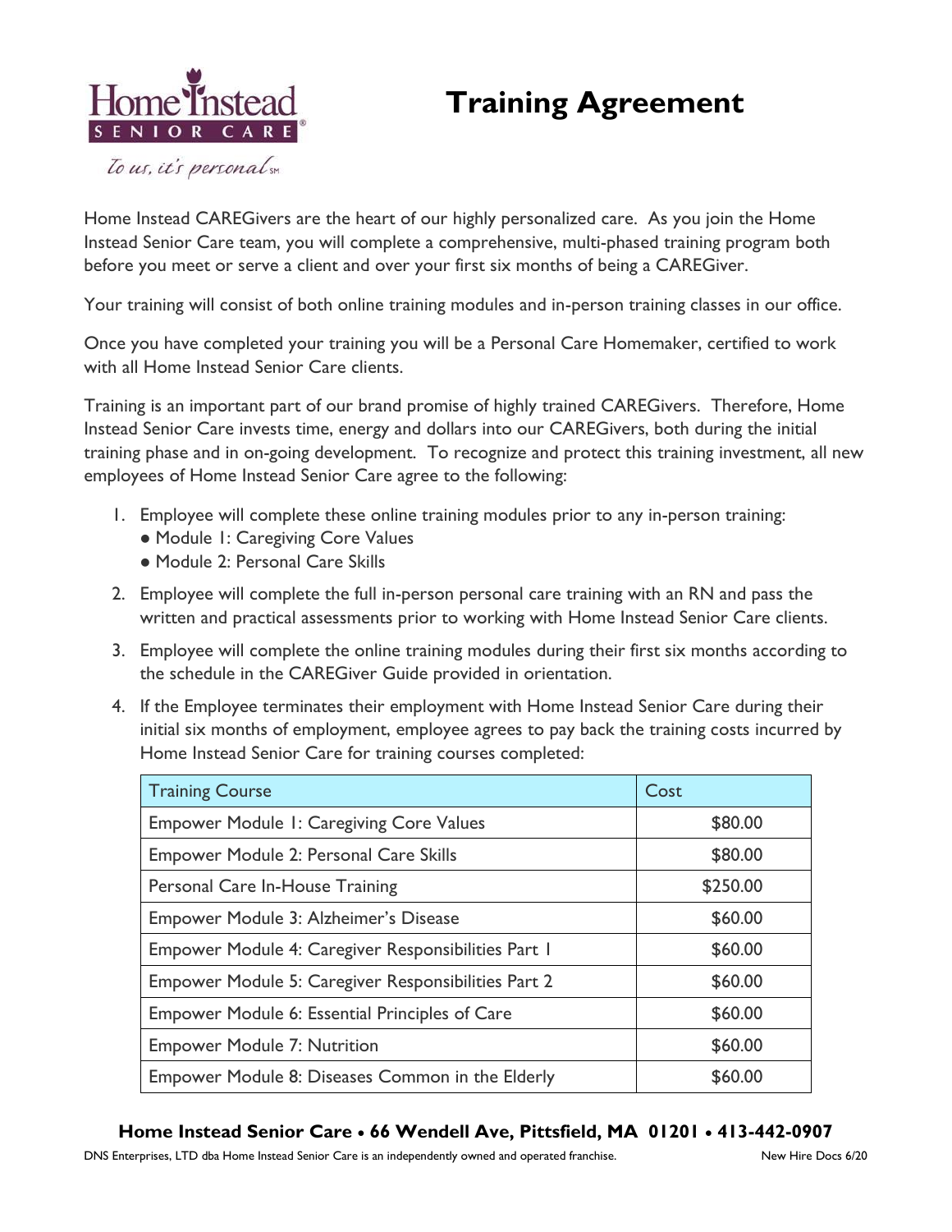Home Instead SENIOR CARE

*To us, it's personal* SM

# Training Agreement

Home Instead CAREGivers are the heart of our highly personalized care. As you join the Home Instead Senior Care team, you will complete a comprehensive, multi-phased training program both before you meet or serve a client and over your first six months of being a CAREGiver.

Your training will consist of both online training modules and in-person training classes in our office.

Once you have completed your training you will be a Personal Care Homemaker, certified to work with all Home Instead Senior Care clients.

Training is an important part of our brand promise of highly trained CAREGivers. Therefore, Home Instead Senior Care invests time, energy and dollars into our CAREGivers, both during the initial training phase and in on-going development. To recognize and protect this training investment, all new employees of Home Instead Senior Care agree to the following:

1. Employee will complete these online training modules prior to any in-person training:
   - Module 1: Caregiving Core Values
   - Module 2: Personal Care Skills
2. Employee will complete the full in-person personal care training with an RN and pass the written and practical assessments prior to working with Home Instead Senior Care clients.
3. Employee will complete the online training modules during their first six months according to the schedule in the CAREGiver Guide provided in orientation.
4. If the Employee terminates their employment with Home Instead Senior Care during their initial six months of employment, employee agrees to pay back the training costs incurred by Home Instead Senior Care for training courses completed:

| Training Course | Cost |
|---|---|
| Empower Module 1: Caregiving Core Values | $80.00 |
| Empower Module 2: Personal Care Skills | $80.00 |
| Personal Care In-House Training | $250.00 |
| Empower Module 3: Alzheimer's Disease | $60.00 |
| Empower Module 4: Caregiver Responsibilities Part 1 | $60.00 |
| Empower Module 5: Caregiver Responsibilities Part 2 | $60.00 |
| Empower Module 6: Essential Principles of Care | $60.00 |
| Empower Module 7: Nutrition | $60.00 |
| Empower Module 8: Diseases Common in the Elderly | $60.00 |

**Home Instead Senior Care • 66 Wendell Ave, Pittsfield, MA 01201 • 413-442-0907**

DNS Enterprises, LTD dba Home Instead Senior Care is an independently owned and operated franchise. New Hire Docs 6/20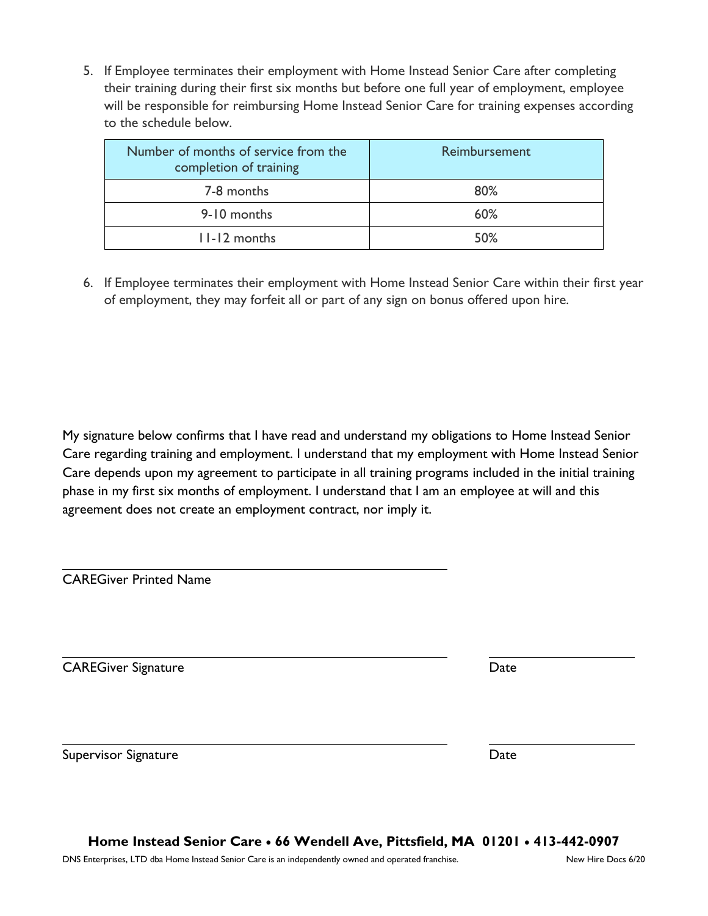5. If Employee terminates their employment with Home Instead Senior Care after completing their training during their first six months but before one full year of employment, employee will be responsible for reimbursing Home Instead Senior Care for training expenses according to the schedule below.

| Number of months of service from the completion of training | Reimbursement |
|---|---|
| 7-8 months | 80% |
| 9-10 months | 60% |
| 11-12 months | 50% |

6. If Employee terminates their employment with Home Instead Senior Care within their first year of employment, they may forfeit all or part of any sign on bonus offered upon hire.

My signature below confirms that I have read and understand my obligations to Home Instead Senior Care regarding training and employment. I understand that my employment with Home Instead Senior Care depends upon my agreement to participate in all training programs included in the initial training phase in my first six months of employment. I understand that I am an employee at will and this agreement does not create an employment contract, nor imply it.

\_\_\_\_\_\_\_\_\_\_\_\_\_\_\_\_\_\_\_\_\_\_\_\_\_\_\_\_\_\_\_\_\_\_\_\_\_\_\_\_

CAREGiver Printed Name

\_\_\_\_\_\_\_\_\_\_\_\_\_\_\_\_\_\_\_\_\_\_\_\_\_\_\_\_\_\_\_\_\_\_\_\_\_\_\_\_ \_\_\_\_\_\_\_\_\_\_\_\_\_\_\_

CAREGiver Signature Date

\_\_\_\_\_\_\_\_\_\_\_\_\_\_\_\_\_\_\_\_\_\_\_\_\_\_\_\_\_\_\_\_\_\_\_\_\_\_\_\_ \_\_\_\_\_\_\_\_\_\_\_\_\_\_\_

Supervisor Signature Date

**Home Instead Senior Care • 66 Wendell Ave, Pittsfield, MA 01201 • 413-442-0907**

DNS Enterprises, LTD dba Home Instead Senior Care is an independently owned and operated franchise. New Hire Docs 6/20